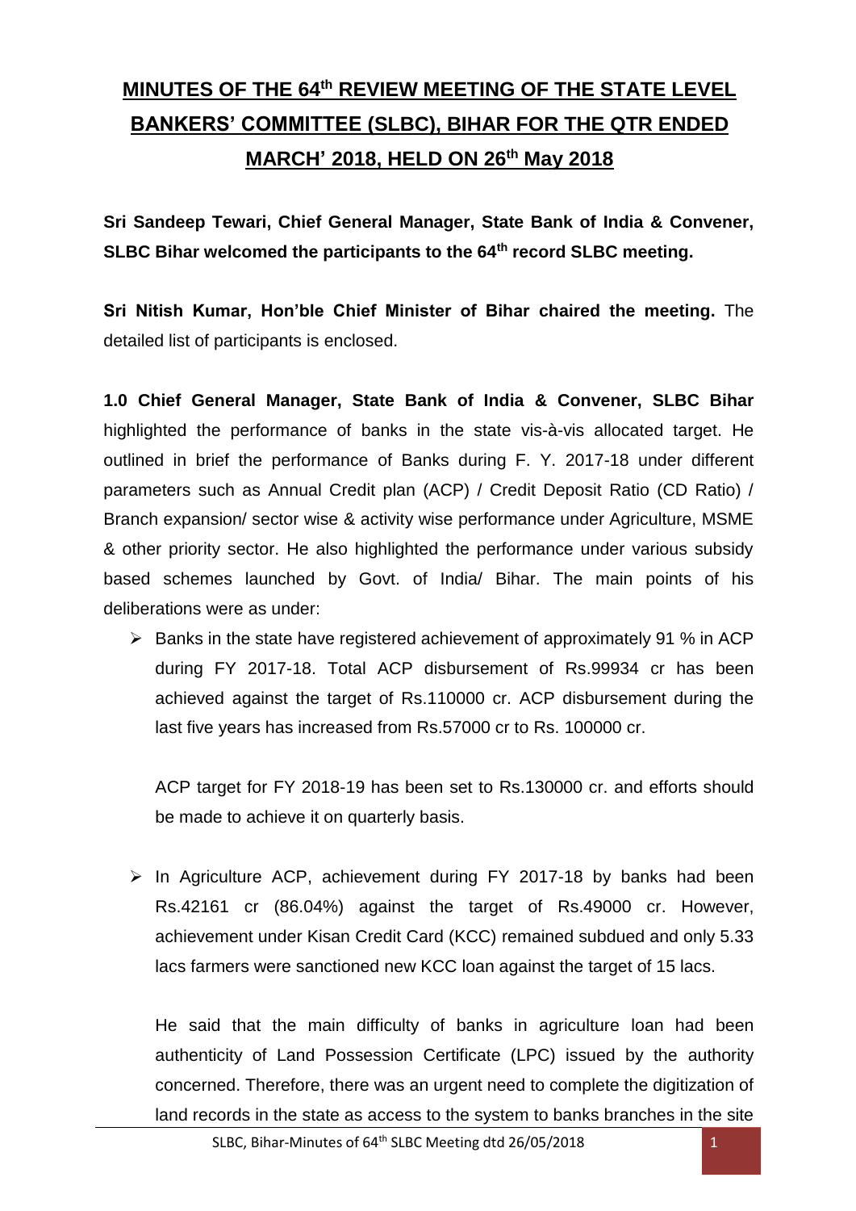# MINUTES OF THE 64th REVIEW MEETING OF THE STATE LEVEL BANKERS' COMMITTEE (SLBC), BIHAR FOR THE QTR ENDED MARCH' 2018, HELD ON 26th May 2018

**Sri Sandeep Tewari, Chief General Manager, State Bank of India & Convener, SLBC Bihar welcomed the participants to the 64th record SLBC meeting.**

**Sri Nitish Kumar, Hon'ble Chief Minister of Bihar chaired the meeting.** The detailed list of participants is enclosed.

**1.0 Chief General Manager, State Bank of India & Convener, SLBC Bihar** highlighted the performance of banks in the state vis-à-vis allocated target. He outlined in brief the performance of Banks during F. Y. 2017-18 under different parameters such as Annual Credit plan (ACP) / Credit Deposit Ratio (CD Ratio) / Branch expansion/ sector wise & activity wise performance under Agriculture, MSME & other priority sector. He also highlighted the performance under various subsidy based schemes launched by Govt. of India/ Bihar. The main points of his deliberations were as under:

- Banks in the state have registered achievement of approximately 91 % in ACP during FY 2017-18. Total ACP disbursement of Rs.99934 cr has been achieved against the target of Rs.110000 cr. ACP disbursement during the last five years has increased from Rs.57000 cr to Rs. 100000 cr.

  ACP target for FY 2018-19 has been set to Rs.130000 cr. and efforts should be made to achieve it on quarterly basis.

- In Agriculture ACP, achievement during FY 2017-18 by banks had been Rs.42161 cr (86.04%) against the target of Rs.49000 cr. However, achievement under Kisan Credit Card (KCC) remained subdued and only 5.33 lacs farmers were sanctioned new KCC loan against the target of 15 lacs.

  He said that the main difficulty of banks in agriculture loan had been authenticity of Land Possession Certificate (LPC) issued by the authority concerned. Therefore, there was an urgent need to complete the digitization of land records in the state as access to the system to banks branches in the site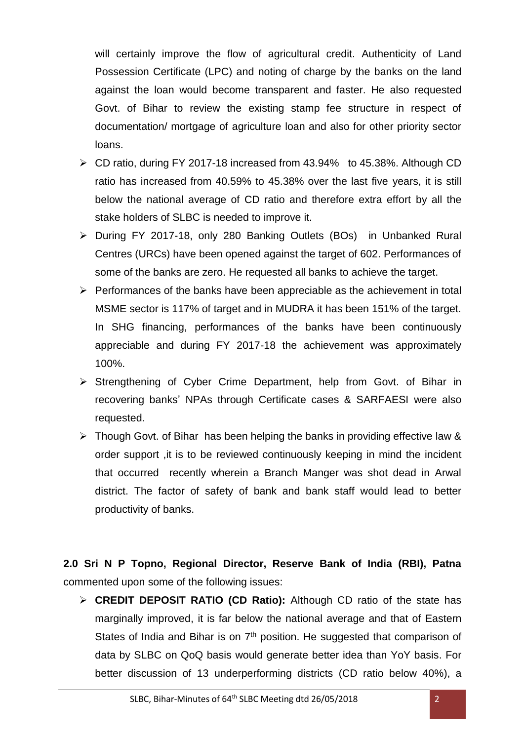will certainly improve the flow of agricultural credit. Authenticity of Land Possession Certificate (LPC) and noting of charge by the banks on the land against the loan would become transparent and faster. He also requested Govt. of Bihar to review the existing stamp fee structure in respect of documentation/ mortgage of agriculture loan and also for other priority sector loans.

- CD ratio, during FY 2017-18 increased from 43.94% to 45.38%. Although CD ratio has increased from 40.59% to 45.38% over the last five years, it is still below the national average of CD ratio and therefore extra effort by all the stake holders of SLBC is needed to improve it.
- During FY 2017-18, only 280 Banking Outlets (BOs) in Unbanked Rural Centres (URCs) have been opened against the target of 602. Performances of some of the banks are zero. He requested all banks to achieve the target.
- Performances of the banks have been appreciable as the achievement in total MSME sector is 117% of target and in MUDRA it has been 151% of the target. In SHG financing, performances of the banks have been continuously appreciable and during FY 2017-18 the achievement was approximately 100%.
- Strengthening of Cyber Crime Department, help from Govt. of Bihar in recovering banks' NPAs through Certificate cases & SARFAESI were also requested.
- Though Govt. of Bihar has been helping the banks in providing effective law & order support ,it is to be reviewed continuously keeping in mind the incident that occurred recently wherein a Branch Manger was shot dead in Arwal district. The factor of safety of bank and bank staff would lead to better productivity of banks.

**2.0 Sri N P Topno, Regional Director, Reserve Bank of India (RBI), Patna** commented upon some of the following issues:

- **CREDIT DEPOSIT RATIO (CD Ratio):** Although CD ratio of the state has marginally improved, it is far below the national average and that of Eastern States of India and Bihar is on 7th position. He suggested that comparison of data by SLBC on QoQ basis would generate better idea than YoY basis. For better discussion of 13 underperforming districts (CD ratio below 40%), a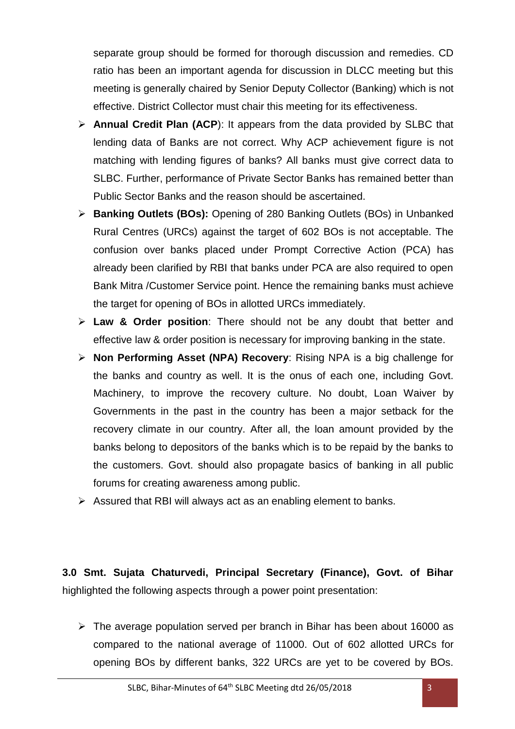separate group should be formed for thorough discussion and remedies. CD ratio has been an important agenda for discussion in DLCC meeting but this meeting is generally chaired by Senior Deputy Collector (Banking) which is not effective. District Collector must chair this meeting for its effectiveness.

- **Annual Credit Plan (ACP**): It appears from the data provided by SLBC that lending data of Banks are not correct. Why ACP achievement figure is not matching with lending figures of banks? All banks must give correct data to SLBC. Further, performance of Private Sector Banks has remained better than Public Sector Banks and the reason should be ascertained.
- **Banking Outlets (BOs):** Opening of 280 Banking Outlets (BOs) in Unbanked Rural Centres (URCs) against the target of 602 BOs is not acceptable. The confusion over banks placed under Prompt Corrective Action (PCA) has already been clarified by RBI that banks under PCA are also required to open Bank Mitra /Customer Service point. Hence the remaining banks must achieve the target for opening of BOs in allotted URCs immediately.
- **Law & Order position**: There should not be any doubt that better and effective law & order position is necessary for improving banking in the state.
- **Non Performing Asset (NPA) Recovery**: Rising NPA is a big challenge for the banks and country as well. It is the onus of each one, including Govt. Machinery, to improve the recovery culture. No doubt, Loan Waiver by Governments in the past in the country has been a major setback for the recovery climate in our country. After all, the loan amount provided by the banks belong to depositors of the banks which is to be repaid by the banks to the customers. Govt. should also propagate basics of banking in all public forums for creating awareness among public.
- Assured that RBI will always act as an enabling element to banks.

**3.0 Smt. Sujata Chaturvedi, Principal Secretary (Finance), Govt. of Bihar** highlighted the following aspects through a power point presentation:

- The average population served per branch in Bihar has been about 16000 as compared to the national average of 11000. Out of 602 allotted URCs for opening BOs by different banks, 322 URCs are yet to be covered by BOs.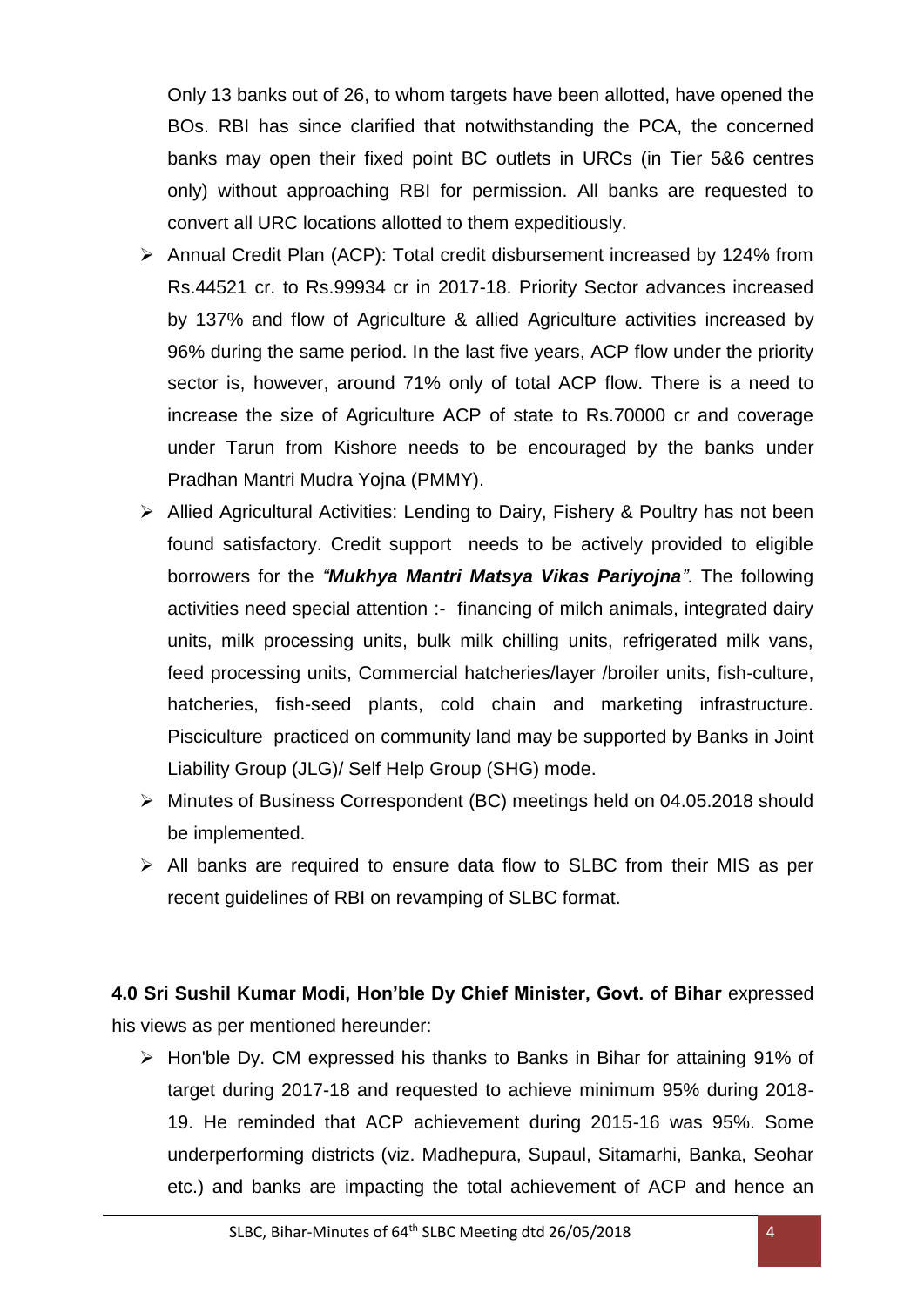Only 13 banks out of 26, to whom targets have been allotted, have opened the BOs. RBI has since clarified that notwithstanding the PCA, the concerned banks may open their fixed point BC outlets in URCs (in Tier 5&6 centres only) without approaching RBI for permission. All banks are requested to convert all URC locations allotted to them expeditiously.

- Annual Credit Plan (ACP): Total credit disbursement increased by 124% from Rs.44521 cr. to Rs.99934 cr in 2017-18. Priority Sector advances increased by 137% and flow of Agriculture & allied Agriculture activities increased by 96% during the same period. In the last five years, ACP flow under the priority sector is, however, around 71% only of total ACP flow. There is a need to increase the size of Agriculture ACP of state to Rs.70000 cr and coverage under Tarun from Kishore needs to be encouraged by the banks under Pradhan Mantri Mudra Yojna (PMMY).
- Allied Agricultural Activities: Lending to Dairy, Fishery & Poultry has not been found satisfactory. Credit support needs to be actively provided to eligible borrowers for the *"**Mukhya Mantri Matsya Vikas Pariyojna**"*. The following activities need special attention :- financing of milch animals, integrated dairy units, milk processing units, bulk milk chilling units, refrigerated milk vans, feed processing units, Commercial hatcheries/layer /broiler units, fish-culture, hatcheries, fish-seed plants, cold chain and marketing infrastructure. Pisciculture practiced on community land may be supported by Banks in Joint Liability Group (JLG)/ Self Help Group (SHG) mode.
- Minutes of Business Correspondent (BC) meetings held on 04.05.2018 should be implemented.
- All banks are required to ensure data flow to SLBC from their MIS as per recent guidelines of RBI on revamping of SLBC format.

**4.0 Sri Sushil Kumar Modi, Hon'ble Dy Chief Minister, Govt. of Bihar** expressed his views as per mentioned hereunder:

- Hon'ble Dy. CM expressed his thanks to Banks in Bihar for attaining 91% of target during 2017-18 and requested to achieve minimum 95% during 2018-19. He reminded that ACP achievement during 2015-16 was 95%. Some underperforming districts (viz. Madhepura, Supaul, Sitamarhi, Banka, Seohar etc.) and banks are impacting the total achievement of ACP and hence an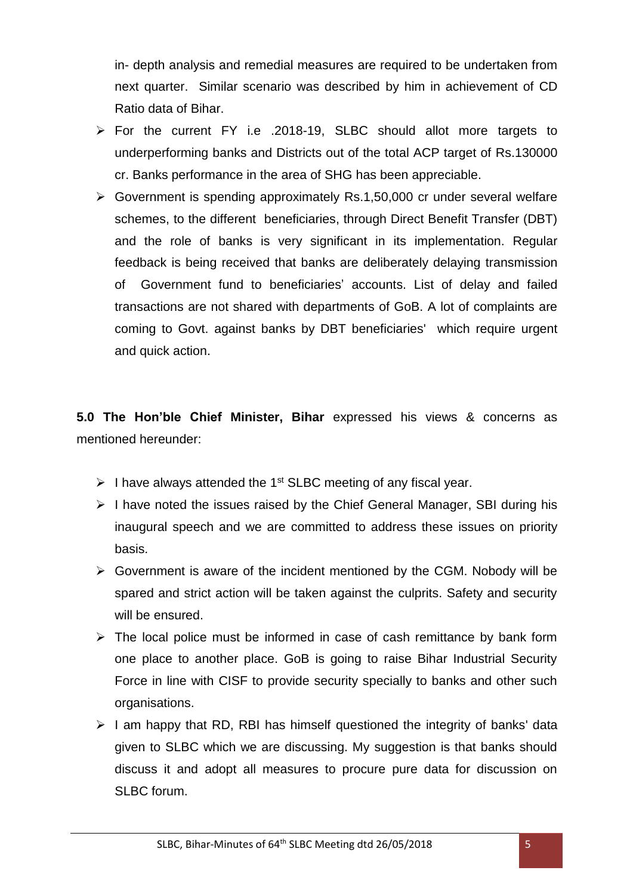in- depth analysis and remedial measures are required to be undertaken from next quarter. Similar scenario was described by him in achievement of CD Ratio data of Bihar.

- For the current FY i.e .2018-19, SLBC should allot more targets to underperforming banks and Districts out of the total ACP target of Rs.130000 cr. Banks performance in the area of SHG has been appreciable.
- Government is spending approximately Rs.1,50,000 cr under several welfare schemes, to the different beneficiaries, through Direct Benefit Transfer (DBT) and the role of banks is very significant in its implementation. Regular feedback is being received that banks are deliberately delaying transmission of Government fund to beneficiaries' accounts. List of delay and failed transactions are not shared with departments of GoB. A lot of complaints are coming to Govt. against banks by DBT beneficiaries' which require urgent and quick action.

**5.0 The Hon'ble Chief Minister, Bihar** expressed his views & concerns as mentioned hereunder:

- I have always attended the 1st SLBC meeting of any fiscal year.
- I have noted the issues raised by the Chief General Manager, SBI during his inaugural speech and we are committed to address these issues on priority basis.
- Government is aware of the incident mentioned by the CGM. Nobody will be spared and strict action will be taken against the culprits. Safety and security will be ensured.
- The local police must be informed in case of cash remittance by bank form one place to another place. GoB is going to raise Bihar Industrial Security Force in line with CISF to provide security specially to banks and other such organisations.
- I am happy that RD, RBI has himself questioned the integrity of banks' data given to SLBC which we are discussing. My suggestion is that banks should discuss it and adopt all measures to procure pure data for discussion on SLBC forum.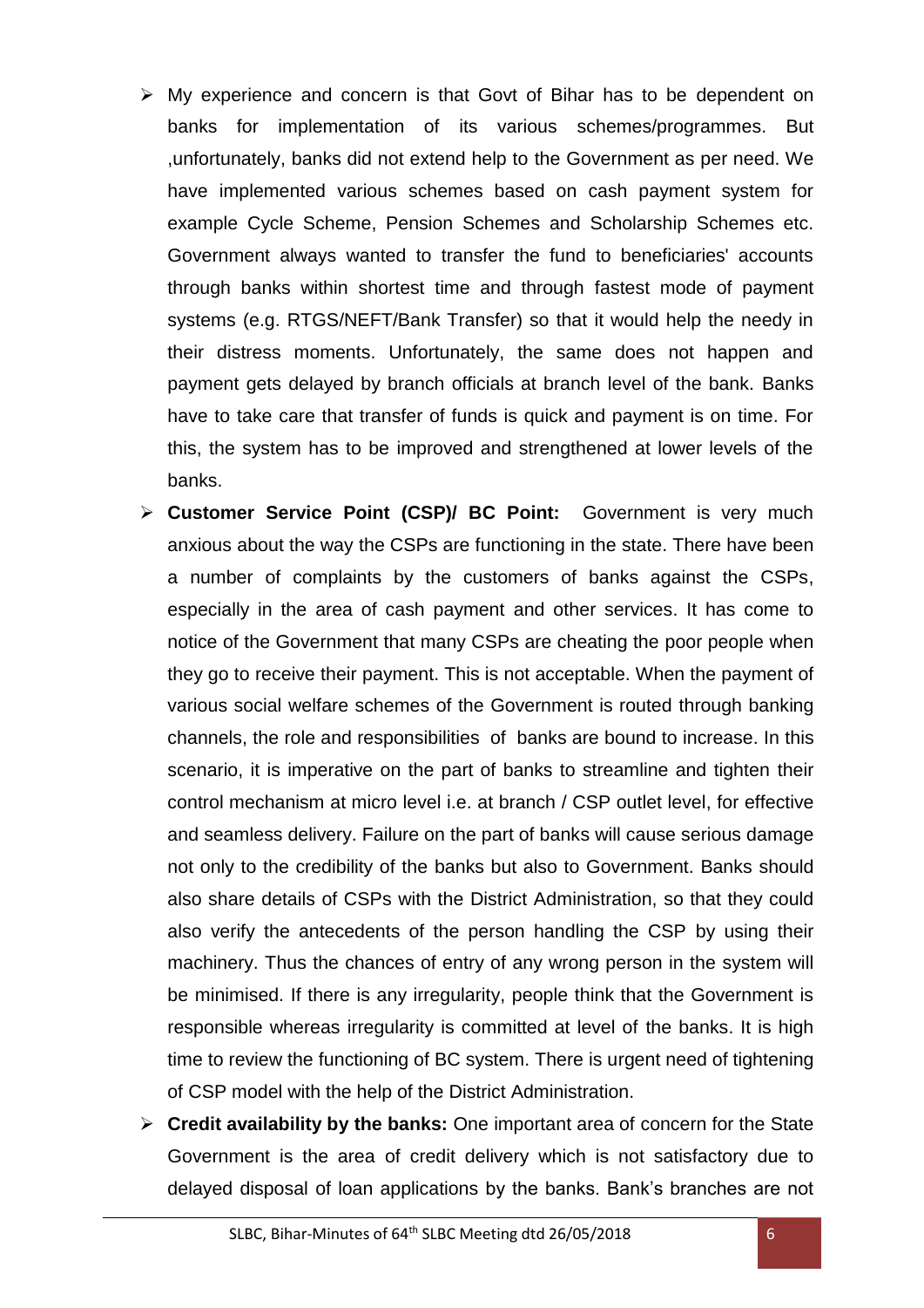- My experience and concern is that Govt of Bihar has to be dependent on banks for implementation of its various schemes/programmes. But ,unfortunately, banks did not extend help to the Government as per need. We have implemented various schemes based on cash payment system for example Cycle Scheme, Pension Schemes and Scholarship Schemes etc. Government always wanted to transfer the fund to beneficiaries' accounts through banks within shortest time and through fastest mode of payment systems (e.g. RTGS/NEFT/Bank Transfer) so that it would help the needy in their distress moments. Unfortunately, the same does not happen and payment gets delayed by branch officials at branch level of the bank. Banks have to take care that transfer of funds is quick and payment is on time. For this, the system has to be improved and strengthened at lower levels of the banks.
- **Customer Service Point (CSP)/ BC Point:** Government is very much anxious about the way the CSPs are functioning in the state. There have been a number of complaints by the customers of banks against the CSPs, especially in the area of cash payment and other services. It has come to notice of the Government that many CSPs are cheating the poor people when they go to receive their payment. This is not acceptable. When the payment of various social welfare schemes of the Government is routed through banking channels, the role and responsibilities of banks are bound to increase. In this scenario, it is imperative on the part of banks to streamline and tighten their control mechanism at micro level i.e. at branch / CSP outlet level, for effective and seamless delivery. Failure on the part of banks will cause serious damage not only to the credibility of the banks but also to Government. Banks should also share details of CSPs with the District Administration, so that they could also verify the antecedents of the person handling the CSP by using their machinery. Thus the chances of entry of any wrong person in the system will be minimised. If there is any irregularity, people think that the Government is responsible whereas irregularity is committed at level of the banks. It is high time to review the functioning of BC system. There is urgent need of tightening of CSP model with the help of the District Administration.
- **Credit availability by the banks:** One important area of concern for the State Government is the area of credit delivery which is not satisfactory due to delayed disposal of loan applications by the banks. Bank's branches are not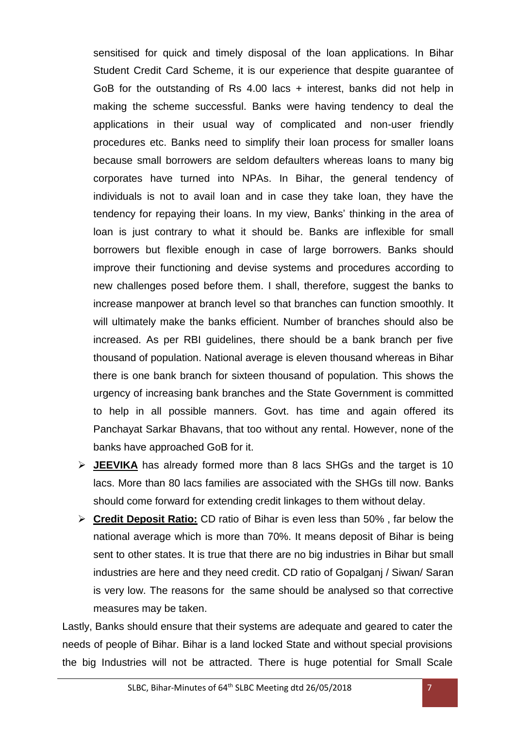sensitised for quick and timely disposal of the loan applications. In Bihar Student Credit Card Scheme, it is our experience that despite guarantee of GoB for the outstanding of Rs 4.00 lacs + interest, banks did not help in making the scheme successful. Banks were having tendency to deal the applications in their usual way of complicated and non-user friendly procedures etc. Banks need to simplify their loan process for smaller loans because small borrowers are seldom defaulters whereas loans to many big corporates have turned into NPAs. In Bihar, the general tendency of individuals is not to avail loan and in case they take loan, they have the tendency for repaying their loans. In my view, Banks' thinking in the area of loan is just contrary to what it should be. Banks are inflexible for small borrowers but flexible enough in case of large borrowers. Banks should improve their functioning and devise systems and procedures according to new challenges posed before them. I shall, therefore, suggest the banks to increase manpower at branch level so that branches can function smoothly. It will ultimately make the banks efficient. Number of branches should also be increased. As per RBI guidelines, there should be a bank branch per five thousand of population. National average is eleven thousand whereas in Bihar there is one bank branch for sixteen thousand of population. This shows the urgency of increasing bank branches and the State Government is committed to help in all possible manners. Govt. has time and again offered its Panchayat Sarkar Bhavans, that too without any rental. However, none of the banks have approached GoB for it.

- **JEEVIKA** has already formed more than 8 lacs SHGs and the target is 10 lacs. More than 80 lacs families are associated with the SHGs till now. Banks should come forward for extending credit linkages to them without delay.
- **Credit Deposit Ratio:** CD ratio of Bihar is even less than 50% , far below the national average which is more than 70%. It means deposit of Bihar is being sent to other states. It is true that there are no big industries in Bihar but small industries are here and they need credit. CD ratio of Gopalganj / Siwan/ Saran is very low. The reasons for the same should be analysed so that corrective measures may be taken.

Lastly, Banks should ensure that their systems are adequate and geared to cater the needs of people of Bihar. Bihar is a land locked State and without special provisions the big Industries will not be attracted. There is huge potential for Small Scale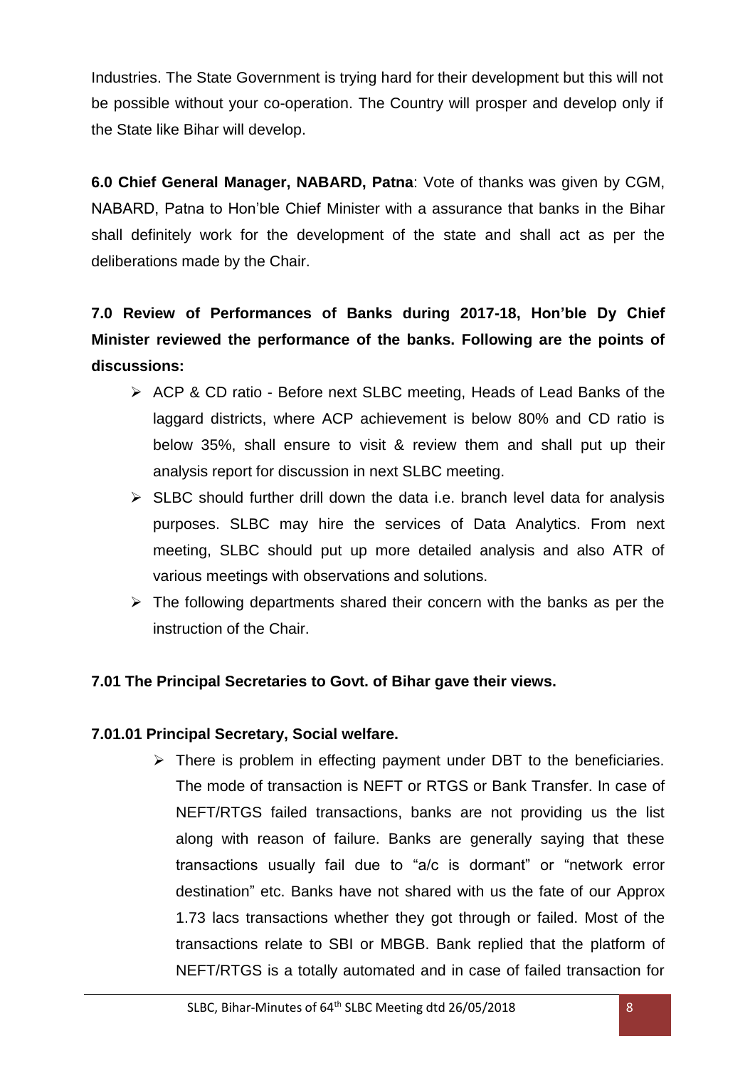Industries. The State Government is trying hard for their development but this will not be possible without your co-operation. The Country will prosper and develop only if the State like Bihar will develop.

**6.0 Chief General Manager, NABARD, Patna**: Vote of thanks was given by CGM, NABARD, Patna to Hon'ble Chief Minister with a assurance that banks in the Bihar shall definitely work for the development of the state and shall act as per the deliberations made by the Chair.

**7.0 Review of Performances of Banks during 2017-18, Hon'ble Dy Chief Minister reviewed the performance of the banks. Following are the points of discussions:**

- ACP & CD ratio - Before next SLBC meeting, Heads of Lead Banks of the laggard districts, where ACP achievement is below 80% and CD ratio is below 35%, shall ensure to visit & review them and shall put up their analysis report for discussion in next SLBC meeting.
- SLBC should further drill down the data i.e. branch level data for analysis purposes. SLBC may hire the services of Data Analytics. From next meeting, SLBC should put up more detailed analysis and also ATR of various meetings with observations and solutions.
- The following departments shared their concern with the banks as per the instruction of the Chair.

**7.01 The Principal Secretaries to Govt. of Bihar gave their views.**

**7.01.01 Principal Secretary, Social welfare.**

- There is problem in effecting payment under DBT to the beneficiaries. The mode of transaction is NEFT or RTGS or Bank Transfer. In case of NEFT/RTGS failed transactions, banks are not providing us the list along with reason of failure. Banks are generally saying that these transactions usually fail due to "a/c is dormant" or "network error destination" etc. Banks have not shared with us the fate of our Approx 1.73 lacs transactions whether they got through or failed. Most of the transactions relate to SBI or MBGB. Bank replied that the platform of NEFT/RTGS is a totally automated and in case of failed transaction for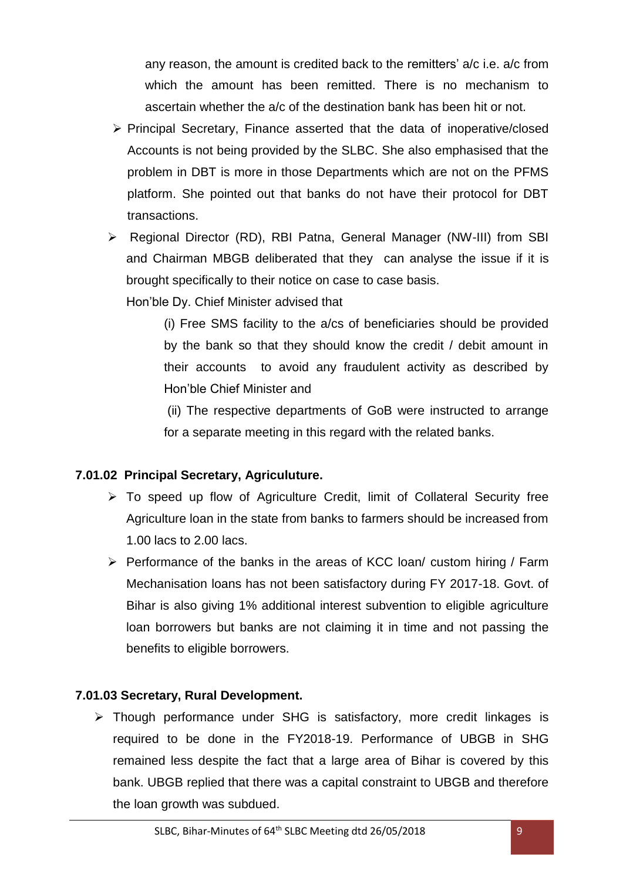any reason, the amount is credited back to the remitters' a/c i.e. a/c from which the amount has been remitted. There is no mechanism to ascertain whether the a/c of the destination bank has been hit or not.

- Principal Secretary, Finance asserted that the data of inoperative/closed Accounts is not being provided by the SLBC. She also emphasised that the problem in DBT is more in those Departments which are not on the PFMS platform. She pointed out that banks do not have their protocol for DBT transactions.
- Regional Director (RD), RBI Patna, General Manager (NW-III) from SBI and Chairman MBGB deliberated that they can analyse the issue if it is brought specifically to their notice on case to case basis.

  Hon'ble Dy. Chief Minister advised that

  (i) Free SMS facility to the a/cs of beneficiaries should be provided by the bank so that they should know the credit / debit amount in their accounts to avoid any fraudulent activity as described by Hon'ble Chief Minister and

  (ii) The respective departments of GoB were instructed to arrange for a separate meeting in this regard with the related banks.

### 7.01.02 Principal Secretary, Agriculuture.

- To speed up flow of Agriculture Credit, limit of Collateral Security free Agriculture loan in the state from banks to farmers should be increased from 1.00 lacs to 2.00 lacs.
- Performance of the banks in the areas of KCC loan/ custom hiring / Farm Mechanisation loans has not been satisfactory during FY 2017-18. Govt. of Bihar is also giving 1% additional interest subvention to eligible agriculture loan borrowers but banks are not claiming it in time and not passing the benefits to eligible borrowers.

### 7.01.03 Secretary, Rural Development.

- Though performance under SHG is satisfactory, more credit linkages is required to be done in the FY2018-19. Performance of UBGB in SHG remained less despite the fact that a large area of Bihar is covered by this bank. UBGB replied that there was a capital constraint to UBGB and therefore the loan growth was subdued.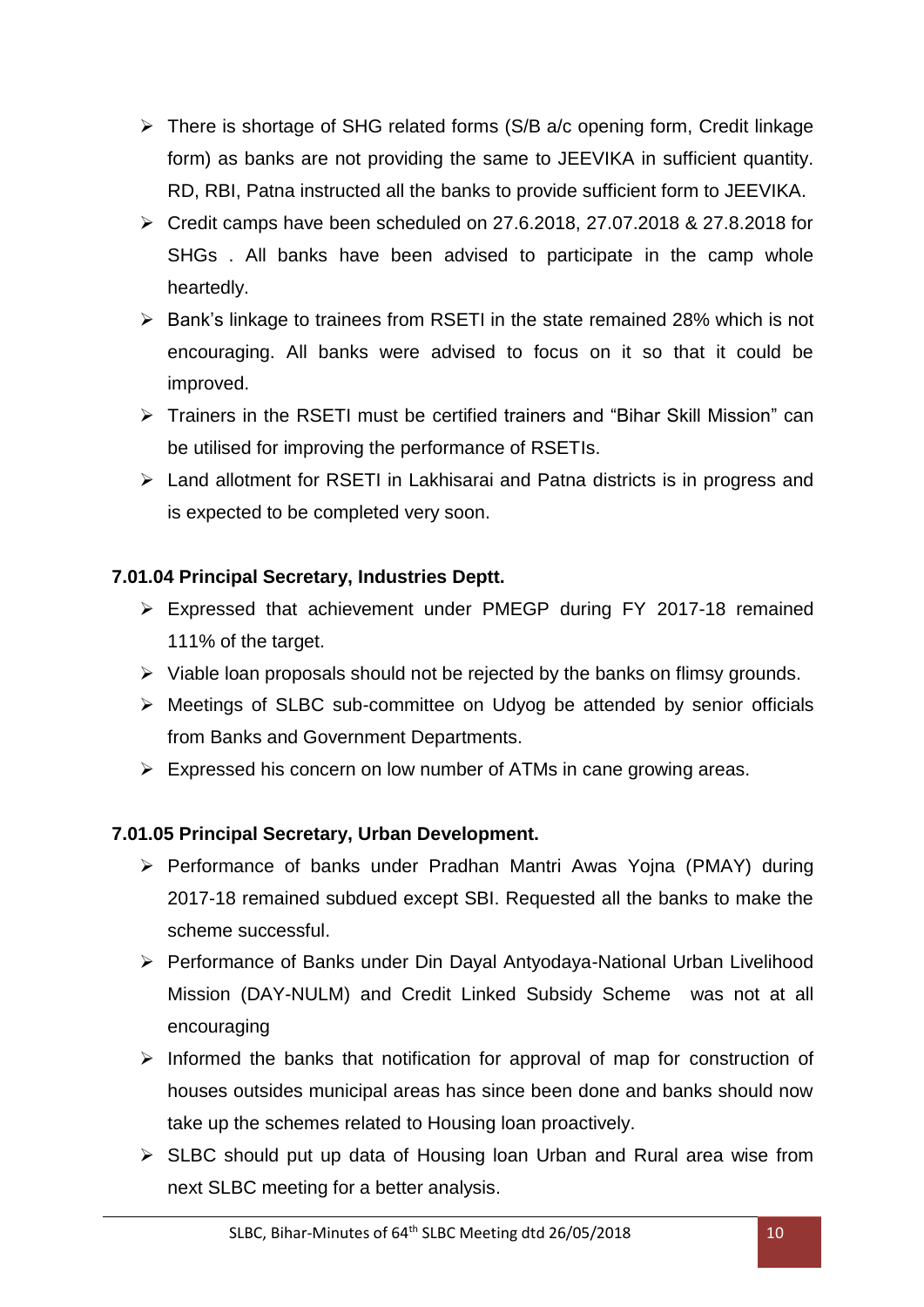- There is shortage of SHG related forms (S/B a/c opening form, Credit linkage form) as banks are not providing the same to JEEVIKA in sufficient quantity. RD, RBI, Patna instructed all the banks to provide sufficient form to JEEVIKA.
- Credit camps have been scheduled on 27.6.2018, 27.07.2018 & 27.8.2018 for SHGs . All banks have been advised to participate in the camp whole heartedly.
- Bank's linkage to trainees from RSETI in the state remained 28% which is not encouraging. All banks were advised to focus on it so that it could be improved.
- Trainers in the RSETI must be certified trainers and "Bihar Skill Mission" can be utilised for improving the performance of RSETIs.
- Land allotment for RSETI in Lakhisarai and Patna districts is in progress and is expected to be completed very soon.

**7.01.04 Principal Secretary, Industries Deptt.**

- Expressed that achievement under PMEGP during FY 2017-18 remained 111% of the target.
- Viable loan proposals should not be rejected by the banks on flimsy grounds.
- Meetings of SLBC sub-committee on Udyog be attended by senior officials from Banks and Government Departments.
- Expressed his concern on low number of ATMs in cane growing areas.

**7.01.05 Principal Secretary, Urban Development.**

- Performance of banks under Pradhan Mantri Awas Yojna (PMAY) during 2017-18 remained subdued except SBI. Requested all the banks to make the scheme successful.
- Performance of Banks under Din Dayal Antyodaya-National Urban Livelihood Mission (DAY-NULM) and Credit Linked Subsidy Scheme was not at all encouraging
- Informed the banks that notification for approval of map for construction of houses outsides municipal areas has since been done and banks should now take up the schemes related to Housing loan proactively.
- SLBC should put up data of Housing loan Urban and Rural area wise from next SLBC meeting for a better analysis.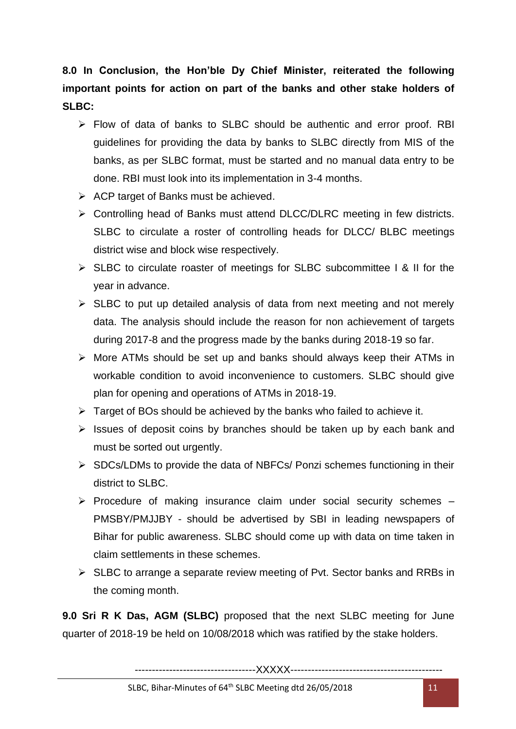**8.0 In Conclusion, the Hon'ble Dy Chief Minister, reiterated the following important points for action on part of the banks and other stake holders of SLBC:**

- Flow of data of banks to SLBC should be authentic and error proof. RBI guidelines for providing the data by banks to SLBC directly from MIS of the banks, as per SLBC format, must be started and no manual data entry to be done. RBI must look into its implementation in 3-4 months.
- ACP target of Banks must be achieved.
- Controlling head of Banks must attend DLCC/DLRC meeting in few districts. SLBC to circulate a roster of controlling heads for DLCC/ BLBC meetings district wise and block wise respectively.
- SLBC to circulate roaster of meetings for SLBC subcommittee I & II for the year in advance.
- SLBC to put up detailed analysis of data from next meeting and not merely data. The analysis should include the reason for non achievement of targets during 2017-8 and the progress made by the banks during 2018-19 so far.
- More ATMs should be set up and banks should always keep their ATMs in workable condition to avoid inconvenience to customers. SLBC should give plan for opening and operations of ATMs in 2018-19.
- Target of BOs should be achieved by the banks who failed to achieve it.
- Issues of deposit coins by branches should be taken up by each bank and must be sorted out urgently.
- SDCs/LDMs to provide the data of NBFCs/ Ponzi schemes functioning in their district to SLBC.
- Procedure of making insurance claim under social security schemes – PMSBY/PMJJBY - should be advertised by SBI in leading newspapers of Bihar for public awareness. SLBC should come up with data on time taken in claim settlements in these schemes.
- SLBC to arrange a separate review meeting of Pvt. Sector banks and RRBs in the coming month.

**9.0 Sri R K Das, AGM (SLBC)** proposed that the next SLBC meeting for June quarter of 2018-19 be held on 10/08/2018 which was ratified by the stake holders.

----------------------------------XXXXX--------------------------------------------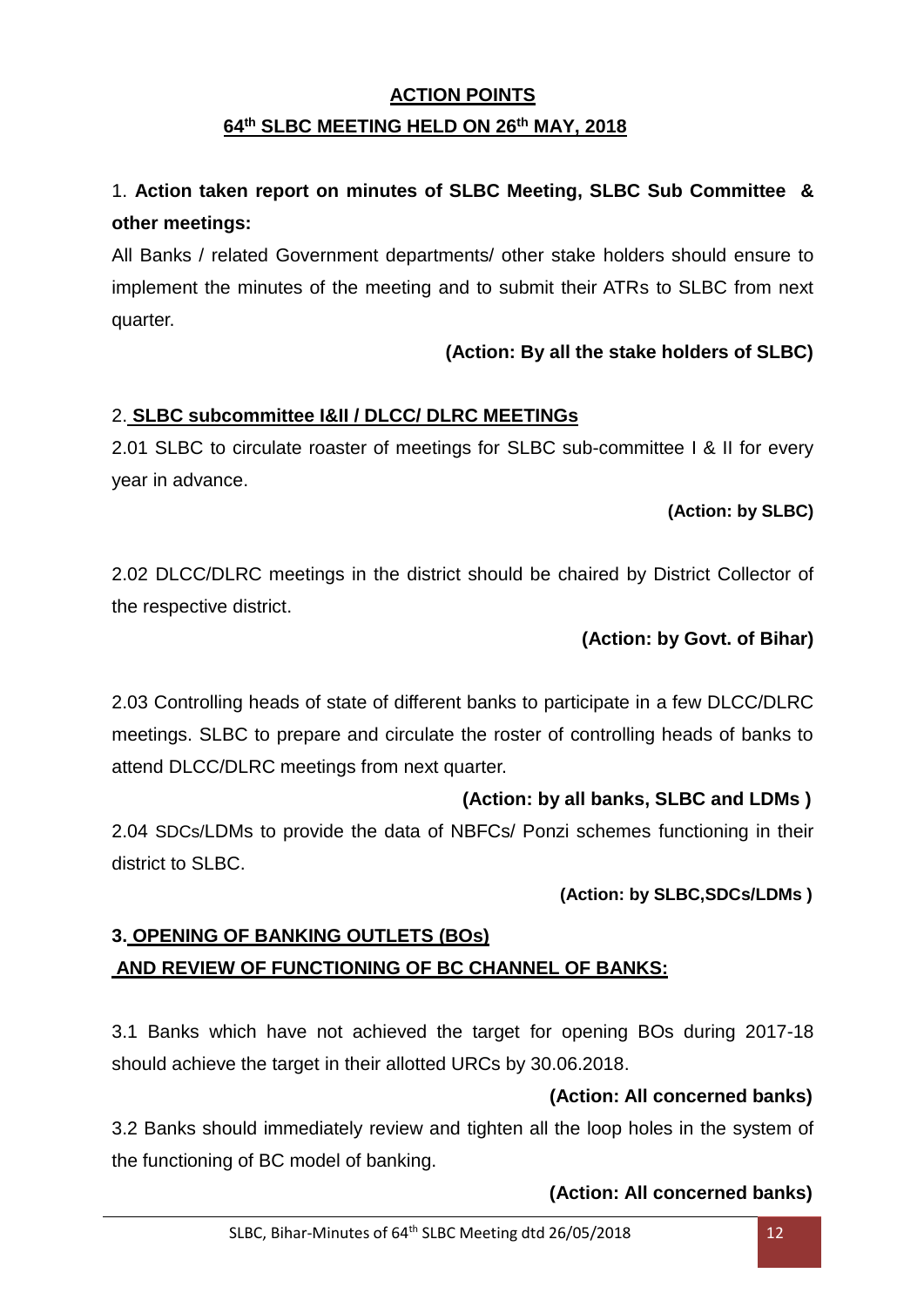## ACTION POINTS

## 64th SLBC MEETING HELD ON 26th MAY, 2018

1. **Action taken report on minutes of SLBC Meeting, SLBC Sub Committee & other meetings:**

All Banks / related Government departments/ other stake holders should ensure to implement the minutes of the meeting and to submit their ATRs to SLBC from next quarter.

**(Action: By all the stake holders of SLBC)**

2. **SLBC subcommittee I&II / DLCC/ DLRC MEETINGs**

2.01 SLBC to circulate roaster of meetings for SLBC sub-committee I & II for every year in advance.

**(Action: by SLBC)**

2.02 DLCC/DLRC meetings in the district should be chaired by District Collector of the respective district.

**(Action: by Govt. of Bihar)**

2.03 Controlling heads of state of different banks to participate in a few DLCC/DLRC meetings. SLBC to prepare and circulate the roster of controlling heads of banks to attend DLCC/DLRC meetings from next quarter.

**(Action: by all banks, SLBC and LDMs )**

2.04 SDCs/LDMs to provide the data of NBFCs/ Ponzi schemes functioning in their district to SLBC.

**(Action: by SLBC,SDCs/LDMs )**

**3. OPENING OF BANKING OUTLETS (BOs) AND REVIEW OF FUNCTIONING OF BC CHANNEL OF BANKS:**

3.1 Banks which have not achieved the target for opening BOs during 2017-18 should achieve the target in their allotted URCs by 30.06.2018.

**(Action: All concerned banks)**

3.2 Banks should immediately review and tighten all the loop holes in the system of the functioning of BC model of banking.

**(Action: All concerned banks)**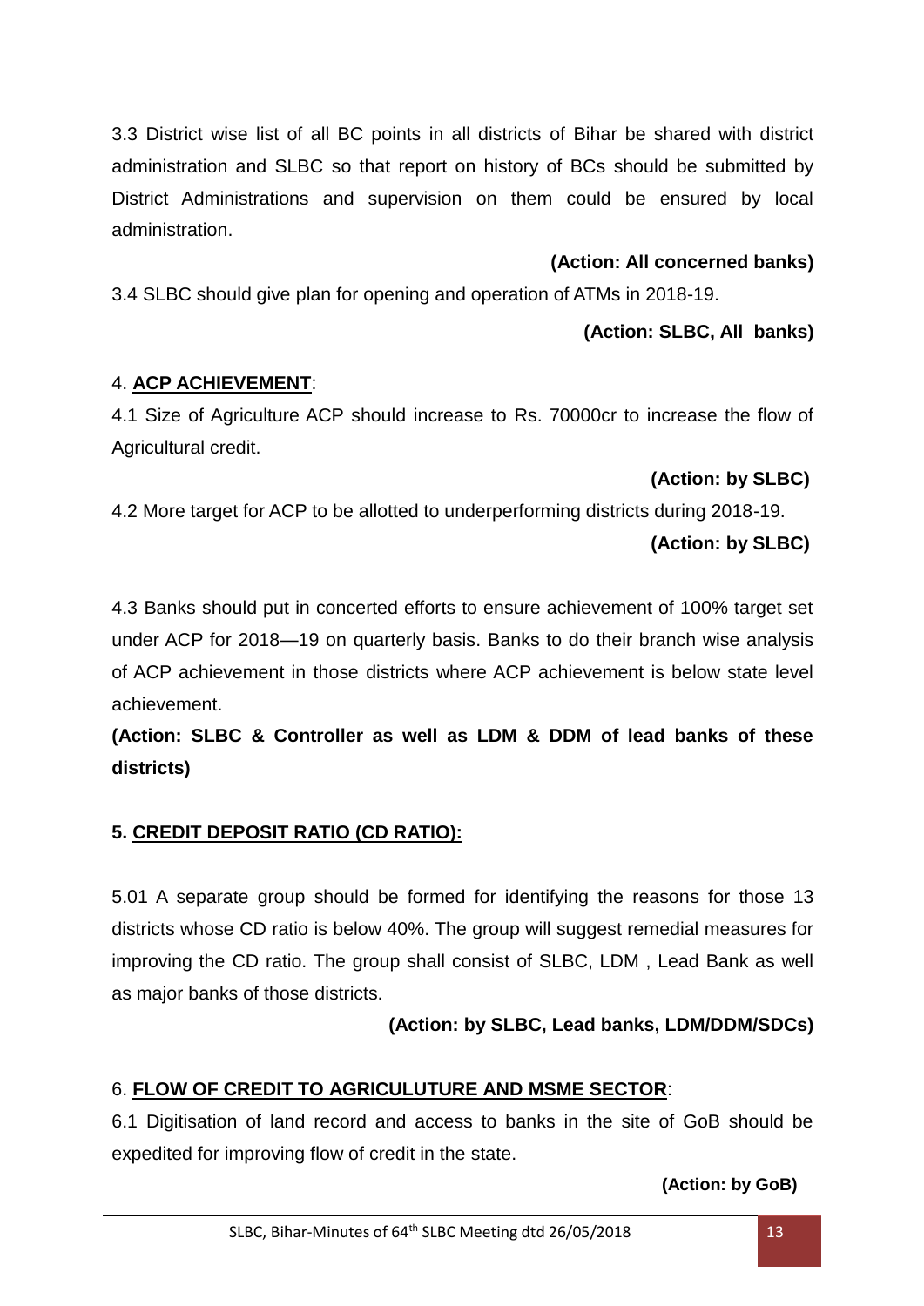3.3 District wise list of all BC points in all districts of Bihar be shared with district administration and SLBC so that report on history of BCs should be submitted by District Administrations and supervision on them could be ensured by local administration.

**(Action: All concerned banks)**

3.4 SLBC should give plan for opening and operation of ATMs in 2018-19.

**(Action: SLBC, All banks)**

4. **ACP ACHIEVEMENT**:

4.1 Size of Agriculture ACP should increase to Rs. 70000cr to increase the flow of Agricultural credit.

**(Action: by SLBC)**

4.2 More target for ACP to be allotted to underperforming districts during 2018-19.

**(Action: by SLBC)**

4.3 Banks should put in concerted efforts to ensure achievement of 100% target set under ACP for 2018—19 on quarterly basis. Banks to do their branch wise analysis of ACP achievement in those districts where ACP achievement is below state level achievement.

**(Action: SLBC & Controller as well as LDM & DDM of lead banks of these districts)**

**5. CREDIT DEPOSIT RATIO (CD RATIO):**

5.01 A separate group should be formed for identifying the reasons for those 13 districts whose CD ratio is below 40%. The group will suggest remedial measures for improving the CD ratio. The group shall consist of SLBC, LDM , Lead Bank as well as major banks of those districts.

**(Action: by SLBC, Lead banks, LDM/DDM/SDCs)**

6. **FLOW OF CREDIT TO AGRICULUTURE AND MSME SECTOR**:

6.1 Digitisation of land record and access to banks in the site of GoB should be expedited for improving flow of credit in the state.

**(Action: by GoB)**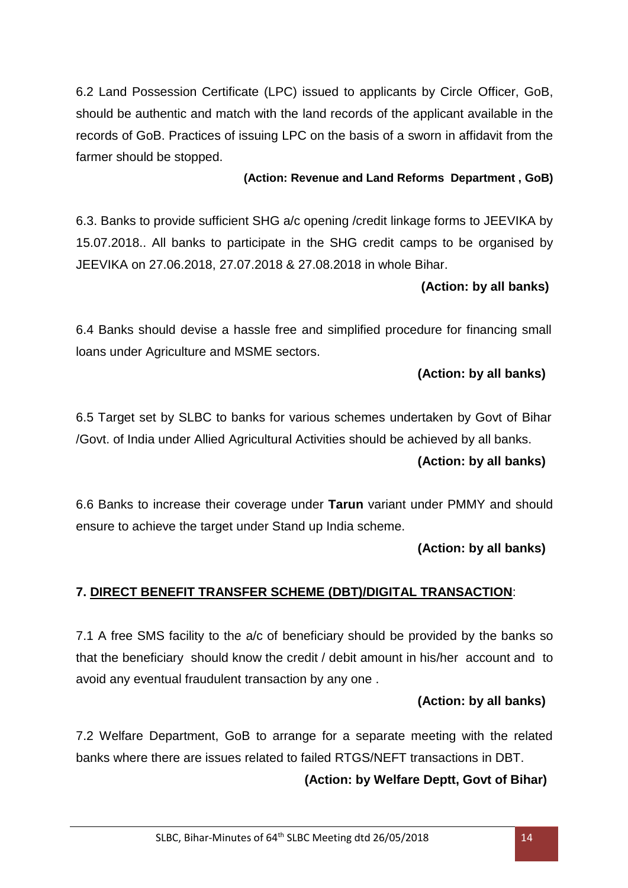6.2 Land Possession Certificate (LPC) issued to applicants by Circle Officer, GoB, should be authentic and match with the land records of the applicant available in the records of GoB. Practices of issuing LPC on the basis of a sworn in affidavit from the farmer should be stopped.

**(Action: Revenue and Land Reforms Department , GoB)**

6.3. Banks to provide sufficient SHG a/c opening /credit linkage forms to JEEVIKA by 15.07.2018.. All banks to participate in the SHG credit camps to be organised by JEEVIKA on 27.06.2018, 27.07.2018 & 27.08.2018 in whole Bihar.

**(Action: by all banks)**

6.4 Banks should devise a hassle free and simplified procedure for financing small loans under Agriculture and MSME sectors.

**(Action: by all banks)**

6.5 Target set by SLBC to banks for various schemes undertaken by Govt of Bihar /Govt. of India under Allied Agricultural Activities should be achieved by all banks.

**(Action: by all banks)**

6.6 Banks to increase their coverage under **Tarun** variant under PMMY and should ensure to achieve the target under Stand up India scheme.

**(Action: by all banks)**

## 7. DIRECT BENEFIT TRANSFER SCHEME (DBT)/DIGITAL TRANSACTION:

7.1 A free SMS facility to the a/c of beneficiary should be provided by the banks so that the beneficiary should know the credit / debit amount in his/her account and to avoid any eventual fraudulent transaction by any one .

**(Action: by all banks)**

7.2 Welfare Department, GoB to arrange for a separate meeting with the related banks where there are issues related to failed RTGS/NEFT transactions in DBT.

**(Action: by Welfare Deptt, Govt of Bihar)**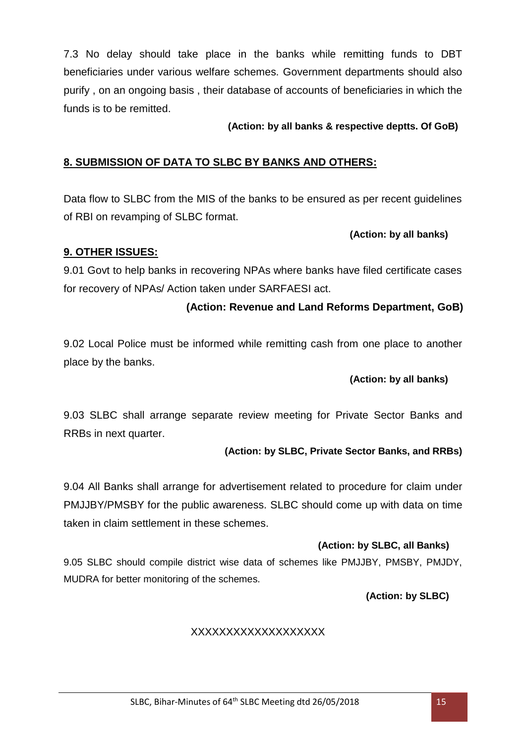7.3 No delay should take place in the banks while remitting funds to DBT beneficiaries under various welfare schemes. Government departments should also purify , on an ongoing basis , their database of accounts of beneficiaries in which the funds is to be remitted.

**(Action: by all banks & respective deptts. Of GoB)**

## 8. SUBMISSION OF DATA TO SLBC BY BANKS AND OTHERS:

Data flow to SLBC from the MIS of the banks to be ensured as per recent guidelines of RBI on revamping of SLBC format.

**(Action: by all banks)**

## 9. OTHER ISSUES:

9.01 Govt to help banks in recovering NPAs where banks have filed certificate cases for recovery of NPAs/ Action taken under SARFAESI act.

**(Action: Revenue and Land Reforms Department, GoB)**

9.02 Local Police must be informed while remitting cash from one place to another place by the banks.

**(Action: by all banks)**

9.03 SLBC shall arrange separate review meeting for Private Sector Banks and RRBs in next quarter.

**(Action: by SLBC, Private Sector Banks, and RRBs)**

9.04 All Banks shall arrange for advertisement related to procedure for claim under PMJJBY/PMSBY for the public awareness. SLBC should come up with data on time taken in claim settlement in these schemes.

**(Action: by SLBC, all Banks)**

9.05 SLBC should compile district wise data of schemes like PMJJBY, PMSBY, PMJDY, MUDRA for better monitoring of the schemes.

**(Action: by SLBC)**

XXXXXXXXXXXXXXXXXX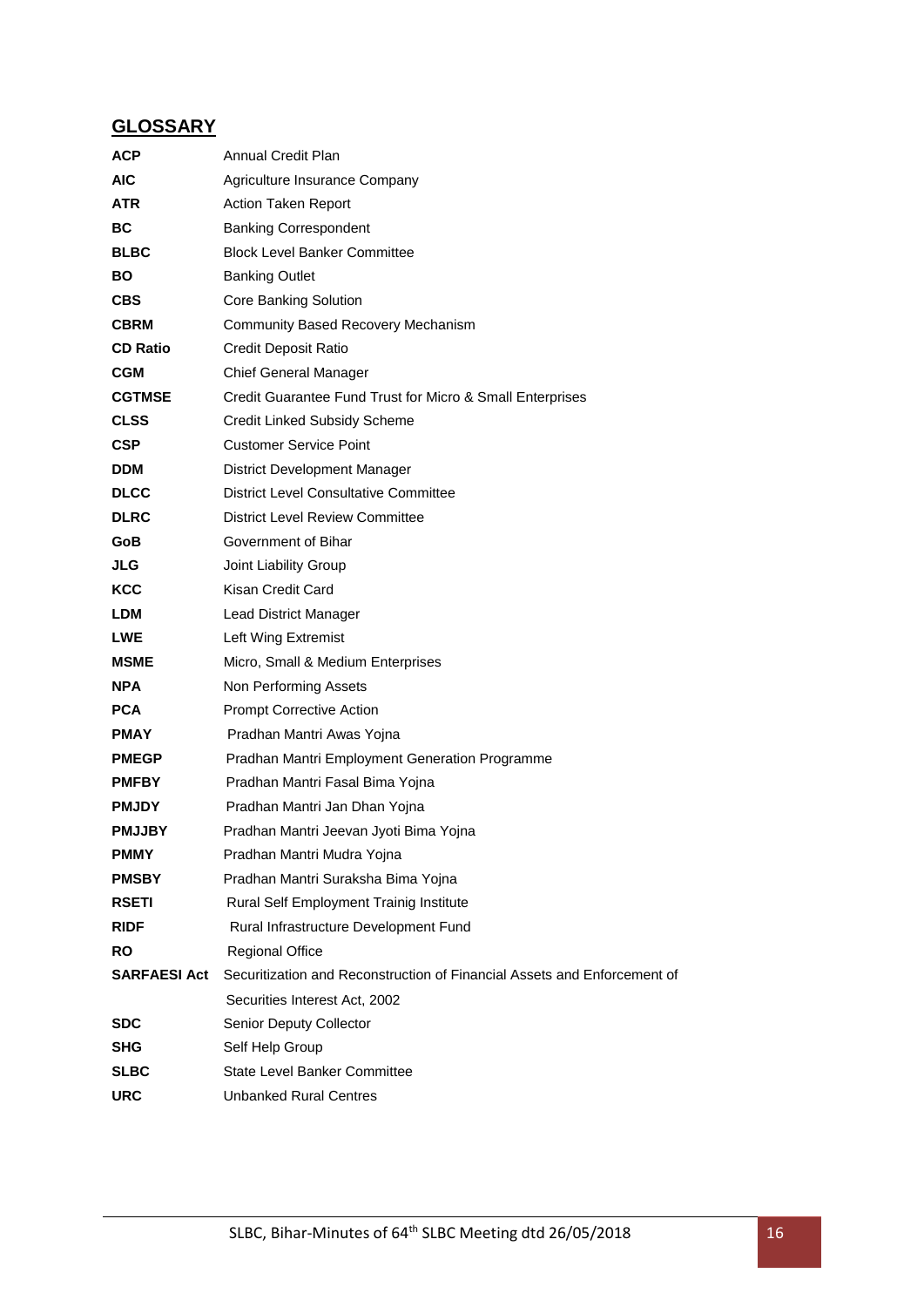## GLOSSARY

| | |
|---|---|
| **ACP** | Annual Credit Plan |
| **AIC** | Agriculture Insurance Company |
| **ATR** | Action Taken Report |
| **BC** | Banking Correspondent |
| **BLBC** | Block Level Banker Committee |
| **BO** | Banking Outlet |
| **CBS** | Core Banking Solution |
| **CBRM** | Community Based Recovery Mechanism |
| **CD Ratio** | Credit Deposit Ratio |
| **CGM** | Chief General Manager |
| **CGTMSE** | Credit Guarantee Fund Trust for Micro & Small Enterprises |
| **CLSS** | Credit Linked Subsidy Scheme |
| **CSP** | Customer Service Point |
| **DDM** | District Development Manager |
| **DLCC** | District Level Consultative Committee |
| **DLRC** | District Level Review Committee |
| **GoB** | Government of Bihar |
| **JLG** | Joint Liability Group |
| **KCC** | Kisan Credit Card |
| **LDM** | Lead District Manager |
| **LWE** | Left Wing Extremist |
| **MSME** | Micro, Small & Medium Enterprises |
| **NPA** | Non Performing Assets |
| **PCA** | Prompt Corrective Action |
| **PMAY** | Pradhan Mantri Awas Yojna |
| **PMEGP** | Pradhan Mantri Employment Generation Programme |
| **PMFBY** | Pradhan Mantri Fasal Bima Yojna |
| **PMJDY** | Pradhan Mantri Jan Dhan Yojna |
| **PMJJBY** | Pradhan Mantri Jeevan Jyoti Bima Yojna |
| **PMMY** | Pradhan Mantri Mudra Yojna |
| **PMSBY** | Pradhan Mantri Suraksha Bima Yojna |
| **RSETI** | Rural Self Employment Trainig Institute |
| **RIDF** | Rural Infrastructure Development Fund |
| **RO** | Regional Office |
| **SARFAESI Act** | Securitization and Reconstruction of Financial Assets and Enforcement of Securities Interest Act, 2002 |
| **SDC** | Senior Deputy Collector |
| **SHG** | Self Help Group |
| **SLBC** | State Level Banker Committee |
| **URC** | Unbanked Rural Centres |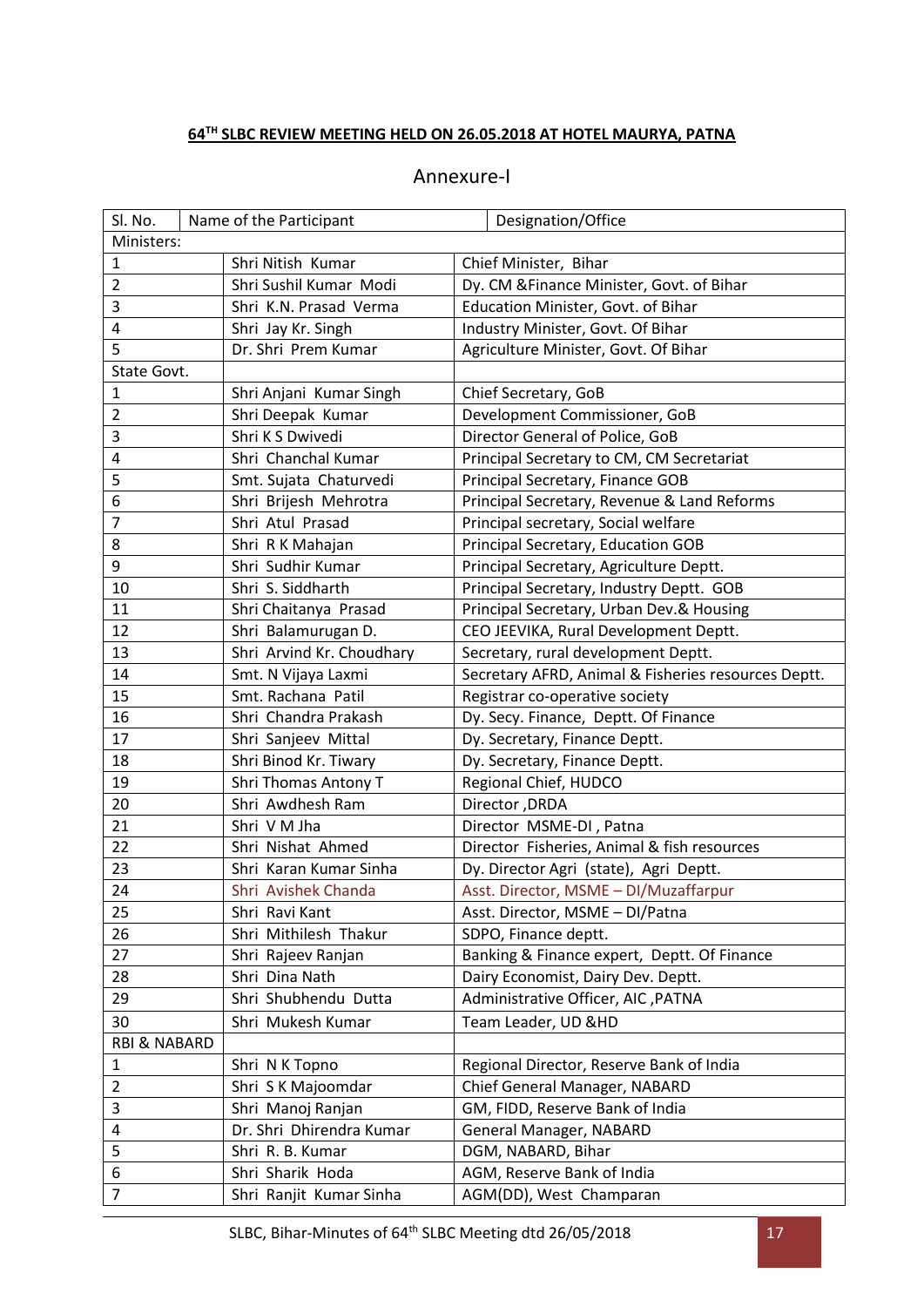**64TH SLBC REVIEW MEETING HELD ON 26.05.2018 AT HOTEL MAURYA, PATNA**

## Annexure-I

| Sl. No. | Name of the Participant | Designation/Office |
|---|---|---|
| Ministers: | | |
| 1 | Shri Nitish Kumar | Chief Minister, Bihar |
| 2 | Shri Sushil Kumar Modi | Dy. CM &Finance Minister, Govt. of Bihar |
| 3 | Shri K.N. Prasad Verma | Education Minister, Govt. of Bihar |
| 4 | Shri Jay Kr. Singh | Industry Minister, Govt. Of Bihar |
| 5 | Dr. Shri Prem Kumar | Agriculture Minister, Govt. Of Bihar |
| State Govt. | | |
| 1 | Shri Anjani Kumar Singh | Chief Secretary, GoB |
| 2 | Shri Deepak Kumar | Development Commissioner, GoB |
| 3 | Shri K S Dwivedi | Director General of Police, GoB |
| 4 | Shri Chanchal Kumar | Principal Secretary to CM, CM Secretariat |
| 5 | Smt. Sujata Chaturvedi | Principal Secretary, Finance GOB |
| 6 | Shri Brijesh Mehrotra | Principal Secretary, Revenue & Land Reforms |
| 7 | Shri Atul Prasad | Principal secretary, Social welfare |
| 8 | Shri R K Mahajan | Principal Secretary, Education GOB |
| 9 | Shri Sudhir Kumar | Principal Secretary, Agriculture Deptt. |
| 10 | Shri S. Siddharth | Principal Secretary, Industry Deptt. GOB |
| 11 | Shri Chaitanya Prasad | Principal Secretary, Urban Dev.& Housing |
| 12 | Shri Balamurugan D. | CEO JEEVIKA, Rural Development Deptt. |
| 13 | Shri Arvind Kr. Choudhary | Secretary, rural development Deptt. |
| 14 | Smt. N Vijaya Laxmi | Secretary AFRD, Animal & Fisheries resources Deptt. |
| 15 | Smt. Rachana Patil | Registrar co-operative society |
| 16 | Shri Chandra Prakash | Dy. Secy. Finance, Deptt. Of Finance |
| 17 | Shri Sanjeev Mittal | Dy. Secretary, Finance Deptt. |
| 18 | Shri Binod Kr. Tiwary | Dy. Secretary, Finance Deptt. |
| 19 | Shri Thomas Antony T | Regional Chief, HUDCO |
| 20 | Shri Awdhesh Ram | Director ,DRDA |
| 21 | Shri V M Jha | Director MSME-DI , Patna |
| 22 | Shri Nishat Ahmed | Director Fisheries, Animal & fish resources |
| 23 | Shri Karan Kumar Sinha | Dy. Director Agri (state), Agri Deptt. |
| 24 | Shri Avishek Chanda | Asst. Director, MSME – DI/Muzaffarpur |
| 25 | Shri Ravi Kant | Asst. Director, MSME – DI/Patna |
| 26 | Shri Mithilesh Thakur | SDPO, Finance deptt. |
| 27 | Shri Rajeev Ranjan | Banking & Finance expert, Deptt. Of Finance |
| 28 | Shri Dina Nath | Dairy Economist, Dairy Dev. Deptt. |
| 29 | Shri Shubhendu Dutta | Administrative Officer, AIC ,PATNA |
| 30 | Shri Mukesh Kumar | Team Leader, UD &HD |
| RBI & NABARD | | |
| 1 | Shri N K Topno | Regional Director, Reserve Bank of India |
| 2 | Shri S K Majoomdar | Chief General Manager, NABARD |
| 3 | Shri Manoj Ranjan | GM, FIDD, Reserve Bank of India |
| 4 | Dr. Shri Dhirendra Kumar | General Manager, NABARD |
| 5 | Shri R. B. Kumar | DGM, NABARD, Bihar |
| 6 | Shri Sharik Hoda | AGM, Reserve Bank of India |
| 7 | Shri Ranjit Kumar Sinha | AGM(DD), West Champaran |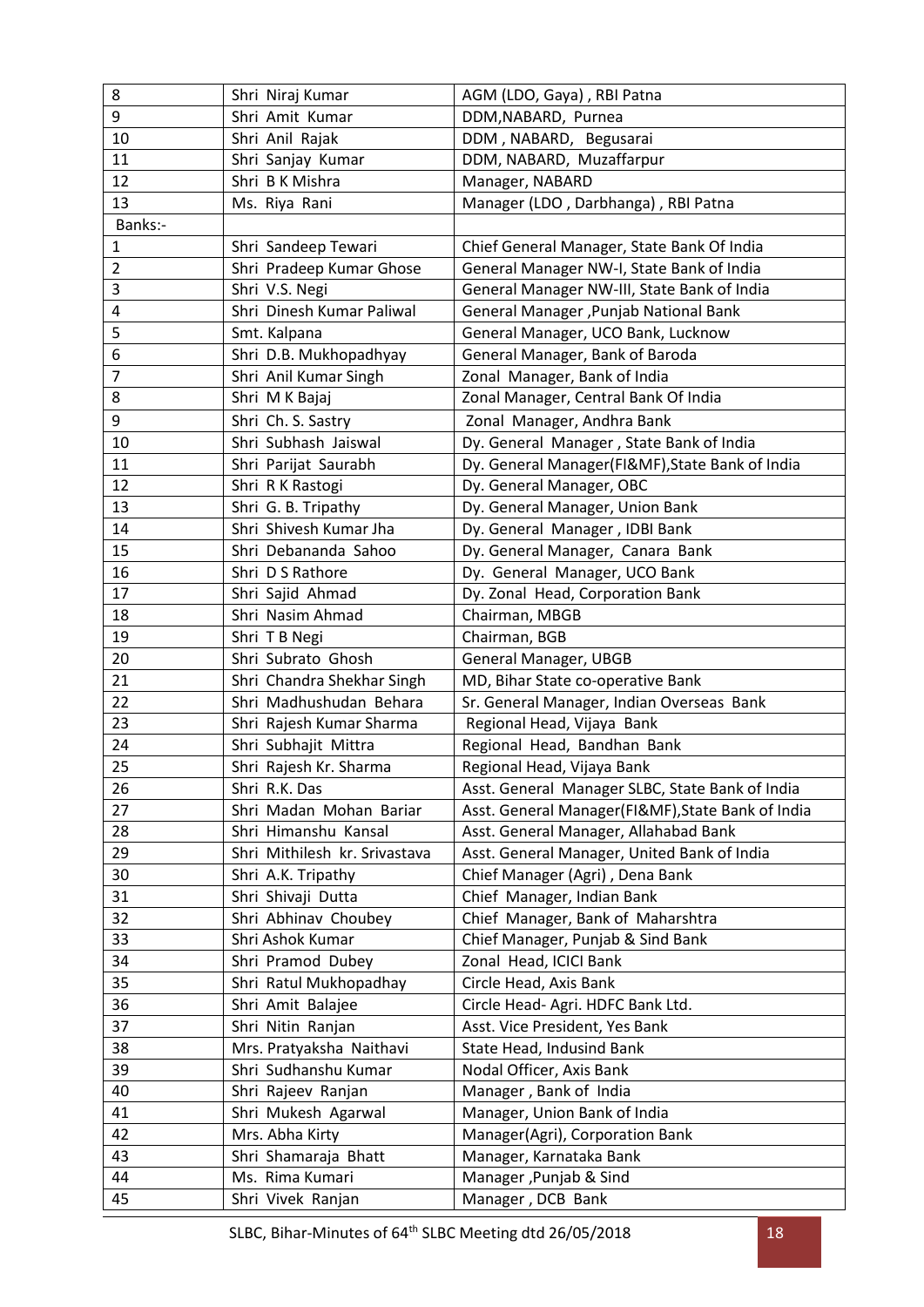| 8 | Shri Niraj Kumar | AGM (LDO, Gaya) , RBI Patna |
|---|---|---|
| 9 | Shri Amit Kumar | DDM,NABARD, Purnea |
| 10 | Shri Anil Rajak | DDM , NABARD, Begusarai |
| 11 | Shri Sanjay Kumar | DDM, NABARD, Muzaffarpur |
| 12 | Shri B K Mishra | Manager, NABARD |
| 13 | Ms. Riya Rani | Manager (LDO , Darbhanga) , RBI Patna |
| Banks:- | | |
| 1 | Shri Sandeep Tewari | Chief General Manager, State Bank Of India |
| 2 | Shri Pradeep Kumar Ghose | General Manager NW-I, State Bank of India |
| 3 | Shri V.S. Negi | General Manager NW-III, State Bank of India |
| 4 | Shri Dinesh Kumar Paliwal | General Manager ,Punjab National Bank |
| 5 | Smt. Kalpana | General Manager, UCO Bank, Lucknow |
| 6 | Shri D.B. Mukhopadhyay | General Manager, Bank of Baroda |
| 7 | Shri Anil Kumar Singh | Zonal Manager, Bank of India |
| 8 | Shri M K Bajaj | Zonal Manager, Central Bank Of India |
| 9 | Shri Ch. S. Sastry | Zonal Manager, Andhra Bank |
| 10 | Shri Subhash Jaiswal | Dy. General Manager , State Bank of India |
| 11 | Shri Parijat Saurabh | Dy. General Manager(FI&MF),State Bank of India |
| 12 | Shri R K Rastogi | Dy. General Manager, OBC |
| 13 | Shri G. B. Tripathy | Dy. General Manager, Union Bank |
| 14 | Shri Shivesh Kumar Jha | Dy. General Manager , IDBI Bank |
| 15 | Shri Debananda Sahoo | Dy. General Manager, Canara Bank |
| 16 | Shri D S Rathore | Dy. General Manager, UCO Bank |
| 17 | Shri Sajid Ahmad | Dy. Zonal Head, Corporation Bank |
| 18 | Shri Nasim Ahmad | Chairman, MBGB |
| 19 | Shri T B Negi | Chairman, BGB |
| 20 | Shri Subrato Ghosh | General Manager, UBGB |
| 21 | Shri Chandra Shekhar Singh | MD, Bihar State co-operative Bank |
| 22 | Shri Madhushudan Behara | Sr. General Manager, Indian Overseas Bank |
| 23 | Shri Rajesh Kumar Sharma | Regional Head, Vijaya Bank |
| 24 | Shri Subhajit Mittra | Regional Head, Bandhan Bank |
| 25 | Shri Rajesh Kr. Sharma | Regional Head, Vijaya Bank |
| 26 | Shri R.K. Das | Asst. General Manager SLBC, State Bank of India |
| 27 | Shri Madan Mohan Bariar | Asst. General Manager(FI&MF),State Bank of India |
| 28 | Shri Himanshu Kansal | Asst. General Manager, Allahabad Bank |
| 29 | Shri Mithilesh kr. Srivastava | Asst. General Manager, United Bank of India |
| 30 | Shri A.K. Tripathy | Chief Manager (Agri) , Dena Bank |
| 31 | Shri Shivaji Dutta | Chief Manager, Indian Bank |
| 32 | Shri Abhinav Choubey | Chief Manager, Bank of Maharshtra |
| 33 | Shri Ashok Kumar | Chief Manager, Punjab & Sind Bank |
| 34 | Shri Pramod Dubey | Zonal Head, ICICI Bank |
| 35 | Shri Ratul Mukhopadhay | Circle Head, Axis Bank |
| 36 | Shri Amit Balajee | Circle Head- Agri. HDFC Bank Ltd. |
| 37 | Shri Nitin Ranjan | Asst. Vice President, Yes Bank |
| 38 | Mrs. Pratyaksha Naithavi | State Head, Indusind Bank |
| 39 | Shri Sudhanshu Kumar | Nodal Officer, Axis Bank |
| 40 | Shri Rajeev Ranjan | Manager , Bank of India |
| 41 | Shri Mukesh Agarwal | Manager, Union Bank of India |
| 42 | Mrs. Abha Kirty | Manager(Agri), Corporation Bank |
| 43 | Shri Shamaraja Bhatt | Manager, Karnataka Bank |
| 44 | Ms. Rima Kumari | Manager ,Punjab & Sind |
| 45 | Shri Vivek Ranjan | Manager , DCB Bank |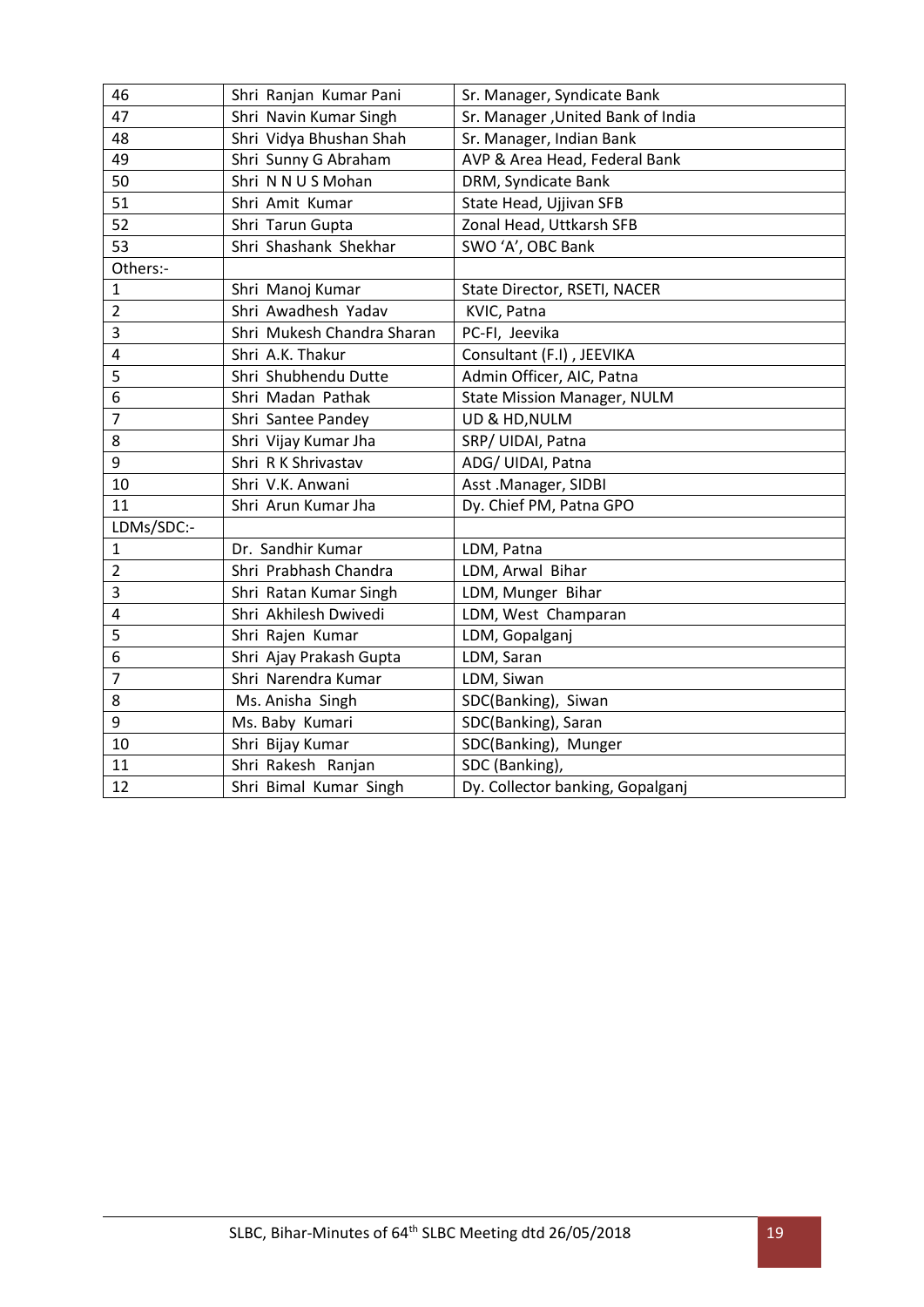| | | |
|---|---|---|
| 46 | Shri Ranjan Kumar Pani | Sr. Manager, Syndicate Bank |
| 47 | Shri Navin Kumar Singh | Sr. Manager ,United Bank of India |
| 48 | Shri Vidya Bhushan Shah | Sr. Manager, Indian Bank |
| 49 | Shri Sunny G Abraham | AVP & Area Head, Federal Bank |
| 50 | Shri N N U S Mohan | DRM, Syndicate Bank |
| 51 | Shri Amit Kumar | State Head, Ujjivan SFB |
| 52 | Shri Tarun Gupta | Zonal Head, Uttkarsh SFB |
| 53 | Shri Shashank Shekhar | SWO 'A', OBC Bank |
| Others:- | | |
| 1 | Shri Manoj Kumar | State Director, RSETI, NACER |
| 2 | Shri Awadhesh Yadav | KVIC, Patna |
| 3 | Shri Mukesh Chandra Sharan | PC-FI, Jeevika |
| 4 | Shri A.K. Thakur | Consultant (F.I) , JEEVIKA |
| 5 | Shri Shubhendu Dutte | Admin Officer, AIC, Patna |
| 6 | Shri Madan Pathak | State Mission Manager, NULM |
| 7 | Shri Santee Pandey | UD & HD,NULM |
| 8 | Shri Vijay Kumar Jha | SRP/ UIDAI, Patna |
| 9 | Shri R K Shrivastav | ADG/ UIDAI, Patna |
| 10 | Shri V.K. Anwani | Asst .Manager, SIDBI |
| 11 | Shri Arun Kumar Jha | Dy. Chief PM, Patna GPO |
| LDMs/SDC:- | | |
| 1 | Dr. Sandhir Kumar | LDM, Patna |
| 2 | Shri Prabhash Chandra | LDM, Arwal Bihar |
| 3 | Shri Ratan Kumar Singh | LDM, Munger Bihar |
| 4 | Shri Akhilesh Dwivedi | LDM, West Champaran |
| 5 | Shri Rajen Kumar | LDM, Gopalganj |
| 6 | Shri Ajay Prakash Gupta | LDM, Saran |
| 7 | Shri Narendra Kumar | LDM, Siwan |
| 8 | Ms. Anisha Singh | SDC(Banking), Siwan |
| 9 | Ms. Baby Kumari | SDC(Banking), Saran |
| 10 | Shri Bijay Kumar | SDC(Banking), Munger |
| 11 | Shri Rakesh Ranjan | SDC (Banking), |
| 12 | Shri Bimal Kumar Singh | Dy. Collector banking, Gopalganj |